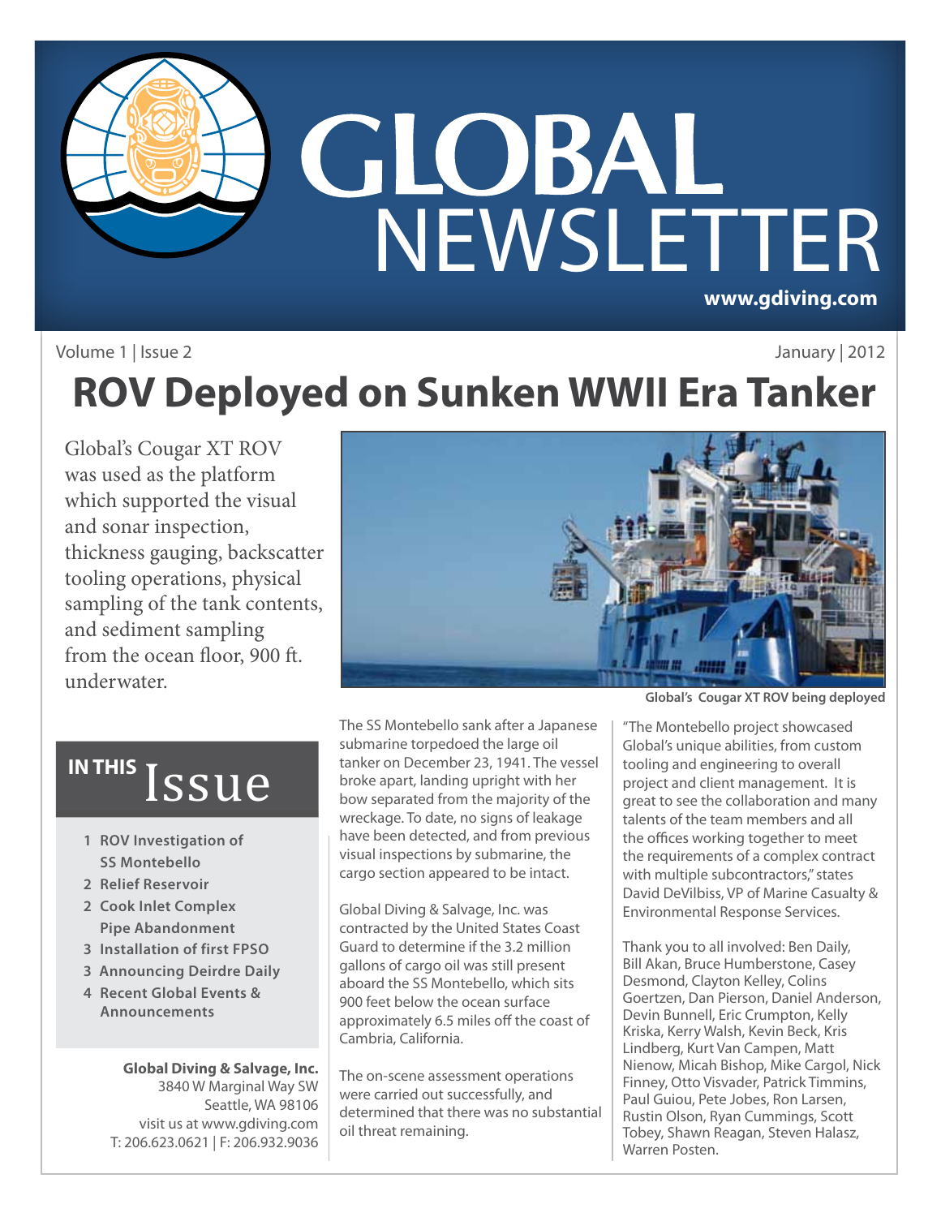# GLOBAL NEWSLETTER

www.gdiving.com

Volume 1 | Issue 2 January | 2012

# ROV Deployed on Sunken WWII Era Tanker

Global's Cougar XT ROV was used as the platform which supported the visual and sonar inspection, thickness gauging, backscatter tooling operations, physical sampling of the tank contents, and sediment sampling from the ocean floor, 900 ft. underwater.

Global's Cougar XT ROV being deployed

## IN THIS Issue

1. ROV Investigation of SS Montebello
2. Relief Reservoir
2. Cook Inlet Complex Pipe Abandonment
3. Installation of first FPSO
3. Announcing Deirdre Daily
4. Recent Global Events & Announcements

**Global Diving & Salvage, Inc.**
3840 W Marginal Way SW
Seattle, WA 98106
visit us at www.gdiving.com
T: 206.623.0621 | F: 206.932.9036

The SS Montebello sank after a Japanese submarine torpedoed the large oil tanker on December 23, 1941. The vessel broke apart, landing upright with her bow separated from the majority of the wreckage. To date, no signs of leakage have been detected, and from previous visual inspections by submarine, the cargo section appeared to be intact.

Global Diving & Salvage, Inc. was contracted by the United States Coast Guard to determine if the 3.2 million gallons of cargo oil was still present aboard the SS Montebello, which sits 900 feet below the ocean surface approximately 6.5 miles off the coast of Cambria, California.

The on-scene assessment operations were carried out successfully, and determined that there was no substantial oil threat remaining.

"The Montebello project showcased Global's unique abilities, from custom tooling and engineering to overall project and client management. It is great to see the collaboration and many talents of the team members and all the offices working together to meet the requirements of a complex contract with multiple subcontractors," states David DeVilbiss, VP of Marine Casualty & Environmental Response Services.

Thank you to all involved: Ben Daily, Bill Akan, Bruce Humberstone, Casey Desmond, Clayton Kelley, Colins Goertzen, Dan Pierson, Daniel Anderson, Devin Bunnell, Eric Crumpton, Kelly Kriska, Kerry Walsh, Kevin Beck, Kris Lindberg, Kurt Van Campen, Matt Nienow, Micah Bishop, Mike Cargol, Nick Finney, Otto Visvader, Patrick Timmins, Paul Guiou, Pete Jobes, Ron Larsen, Rustin Olson, Ryan Cummings, Scott Tobey, Shawn Reagan, Steven Halasz, Warren Posten.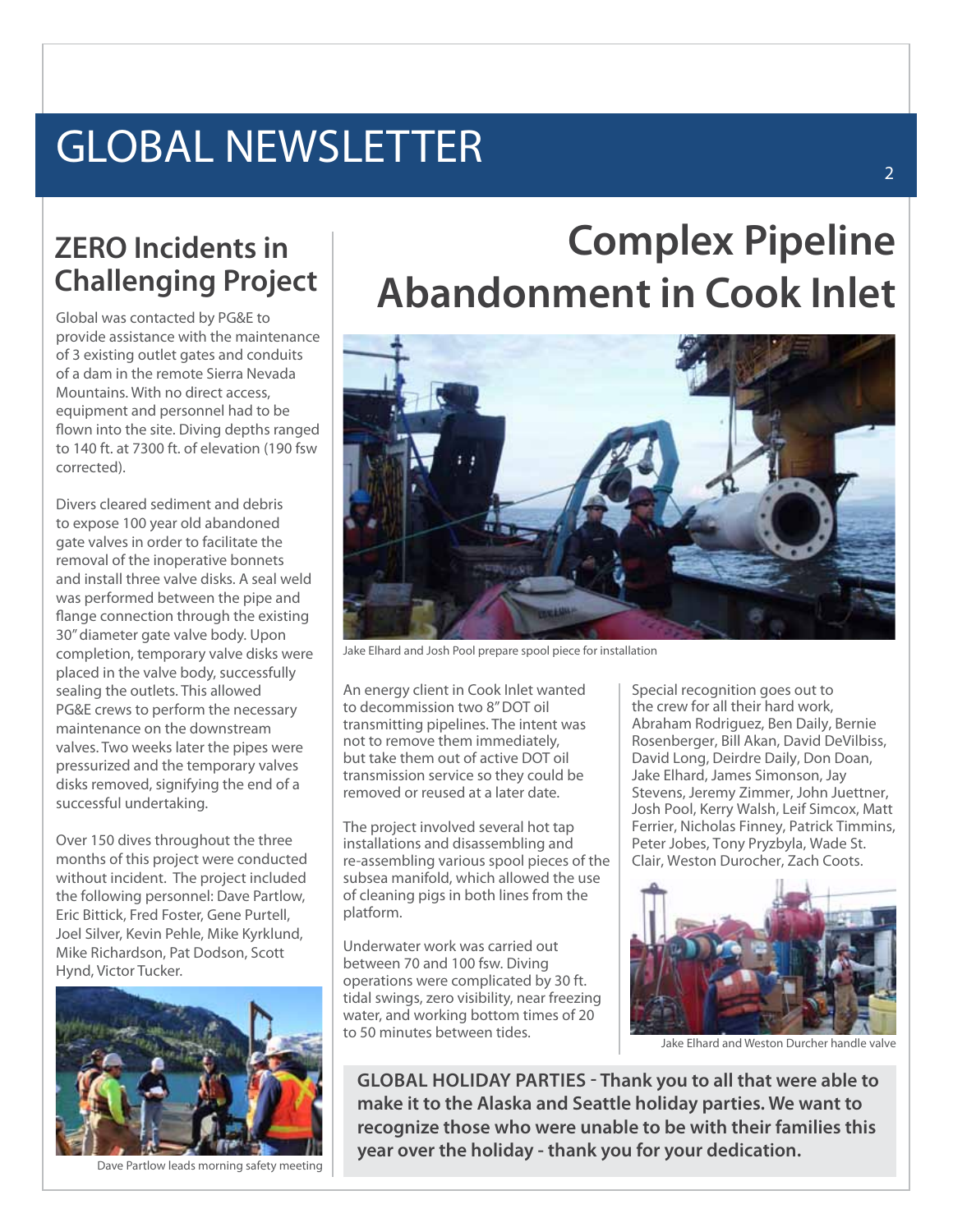# GLOBAL NEWSLETTER

## ZERO Incidents in Challenging Project

Global was contacted by PG&E to provide assistance with the maintenance of 3 existing outlet gates and conduits of a dam in the remote Sierra Nevada Mountains. With no direct access, equipment and personnel had to be flown into the site. Diving depths ranged to 140 ft. at 7300 ft. of elevation (190 fsw corrected).

Divers cleared sediment and debris to expose 100 year old abandoned gate valves in order to facilitate the removal of the inoperative bonnets and install three valve disks. A seal weld was performed between the pipe and flange connection through the existing 30" diameter gate valve body. Upon completion, temporary valve disks were placed in the valve body, successfully sealing the outlets. This allowed PG&E crews to perform the necessary maintenance on the downstream valves. Two weeks later the pipes were pressurized and the temporary valves disks removed, signifying the end of a successful undertaking.

Over 150 dives throughout the three months of this project were conducted without incident. The project included the following personnel: Dave Partlow, Eric Bittick, Fred Foster, Gene Purtell, Joel Silver, Kevin Pehle, Mike Kyrklund, Mike Richardson, Pat Dodson, Scott Hynd, Victor Tucker.

Dave Partlow leads morning safety meeting

## Complex Pipeline Abandonment in Cook Inlet

Jake Elhard and Josh Pool prepare spool piece for installation

An energy client in Cook Inlet wanted to decommission two 8" DOT oil transmitting pipelines. The intent was not to remove them immediately, but take them out of active DOT oil transmission service so they could be removed or reused at a later date.

The project involved several hot tap installations and disassembling and re-assembling various spool pieces of the subsea manifold, which allowed the use of cleaning pigs in both lines from the platform.

Underwater work was carried out between 70 and 100 fsw. Diving operations were complicated by 30 ft. tidal swings, zero visibility, near freezing water, and working bottom times of 20 to 50 minutes between tides.

Special recognition goes out to the crew for all their hard work, Abraham Rodriguez, Ben Daily, Bernie Rosenberger, Bill Akan, David DeVilbiss, David Long, Deirdre Daily, Don Doan, Jake Elhard, James Simonson, Jay Stevens, Jeremy Zimmer, John Juettner, Josh Pool, Kerry Walsh, Leif Simcox, Matt Ferrier, Nicholas Finney, Patrick Timmins, Peter Jobes, Tony Pryzbyla, Wade St. Clair, Weston Durocher, Zach Coots.

Jake Elhard and Weston Durcher handle valve

**GLOBAL HOLIDAY PARTIES - Thank you to all that were able to make it to the Alaska and Seattle holiday parties. We want to recognize those who were unable to be with their families this year over the holiday - thank you for your dedication.**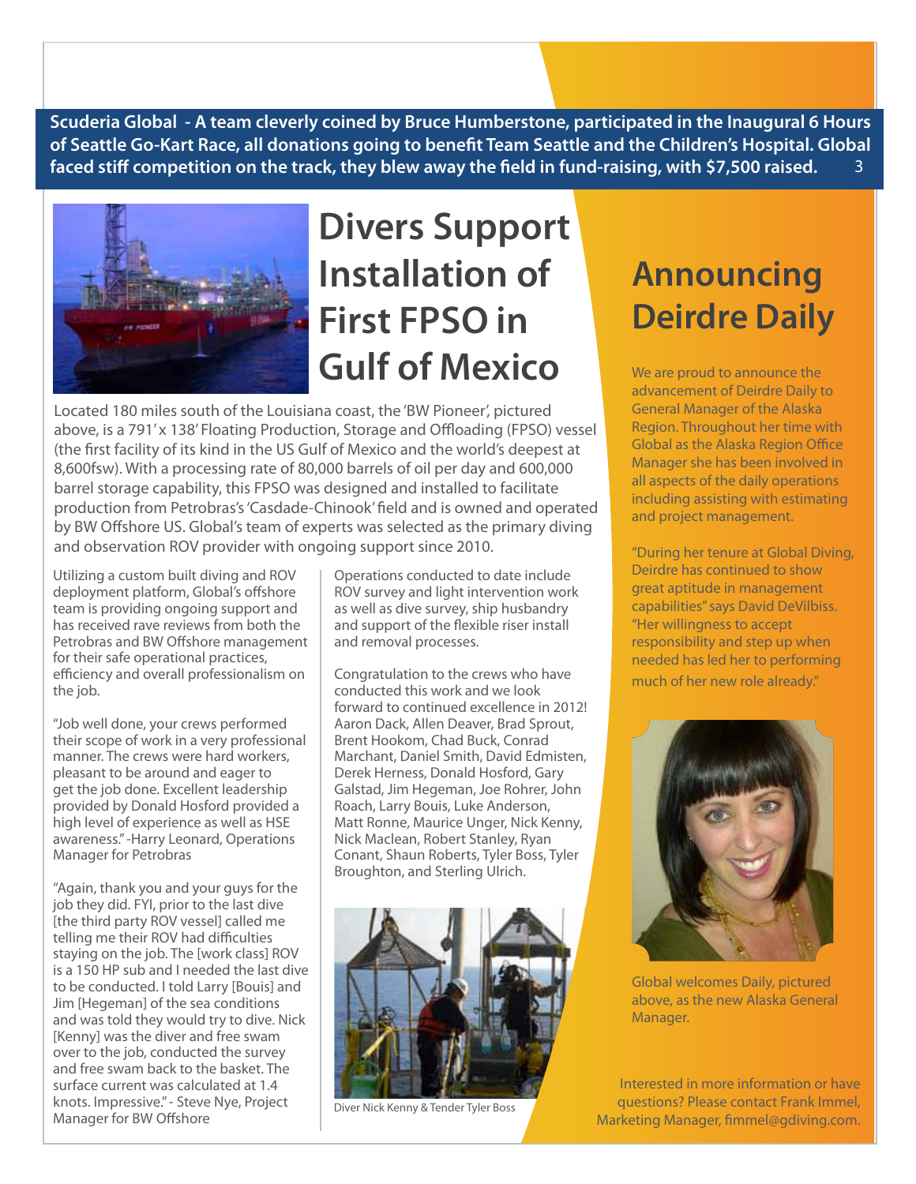**Scuderia Global - A team cleverly coined by Bruce Humberstone, participated in the Inaugural 6 Hours of Seattle Go-Kart Race, all donations going to benefit Team Seattle and the Children's Hospital. Global faced stiff competition on the track, they blew away the field in fund-raising, with $7,500 raised.**

# Divers Support Installation of First FPSO in Gulf of Mexico

Located 180 miles south of the Louisiana coast, the 'BW Pioneer', pictured above, is a 791' x 138' Floating Production, Storage and Offloading (FPSO) vessel (the first facility of its kind in the US Gulf of Mexico and the world's deepest at 8,600fsw). With a processing rate of 80,000 barrels of oil per day and 600,000 barrel storage capability, this FPSO was designed and installed to facilitate production from Petrobras's 'Casdade-Chinook' field and is owned and operated by BW Offshore US. Global's team of experts was selected as the primary diving and observation ROV provider with ongoing support since 2010.

Utilizing a custom built diving and ROV deployment platform, Global's offshore team is providing ongoing support and has received rave reviews from both the Petrobras and BW Offshore management for their safe operational practices, efficiency and overall professionalism on the job.

"Job well done, your crews performed their scope of work in a very professional manner. The crews were hard workers, pleasant to be around and eager to get the job done. Excellent leadership provided by Donald Hosford provided a high level of experience as well as HSE awareness." -Harry Leonard, Operations Manager for Petrobras

"Again, thank you and your guys for the job they did. FYI, prior to the last dive [the third party ROV vessel] called me telling me their ROV had difficulties staying on the job. The [work class] ROV is a 150 HP sub and I needed the last dive to be conducted. I told Larry [Bouis] and Jim [Hegeman] of the sea conditions and was told they would try to dive. Nick [Kenny] was the diver and free swam over to the job, conducted the survey and free swam back to the basket. The surface current was calculated at 1.4 knots. Impressive." - Steve Nye, Project Manager for BW Offshore

Operations conducted to date include ROV survey and light intervention work as well as dive survey, ship husbandry and support of the flexible riser install and removal processes.

Congratulation to the crews who have conducted this work and we look forward to continued excellence in 2012! Aaron Dack, Allen Deaver, Brad Sprout, Brent Hookom, Chad Buck, Conrad Marchant, Daniel Smith, David Edmisten, Derek Herness, Donald Hosford, Gary Galstad, Jim Hegeman, Joe Rohrer, John Roach, Larry Bouis, Luke Anderson, Matt Ronne, Maurice Unger, Nick Kenny, Nick Maclean, Robert Stanley, Ryan Conant, Shaun Roberts, Tyler Boss, Tyler Broughton, and Sterling Ulrich.

Diver Nick Kenny & Tender Tyler Boss

# Announcing Deirdre Daily

We are proud to announce the advancement of Deirdre Daily to General Manager of the Alaska Region. Throughout her time with Global as the Alaska Region Office Manager she has been involved in all aspects of the daily operations including assisting with estimating and project management.

"During her tenure at Global Diving, Deirdre has continued to show great aptitude in management capabilities" says David DeVilbiss. "Her willingness to accept responsibility and step up when needed has led her to performing much of her new role already."

Global welcomes Daily, pictured above, as the new Alaska General Manager.

Interested in more information or have questions? Please contact Frank Immel, Marketing Manager, fimmel@gdiving.com.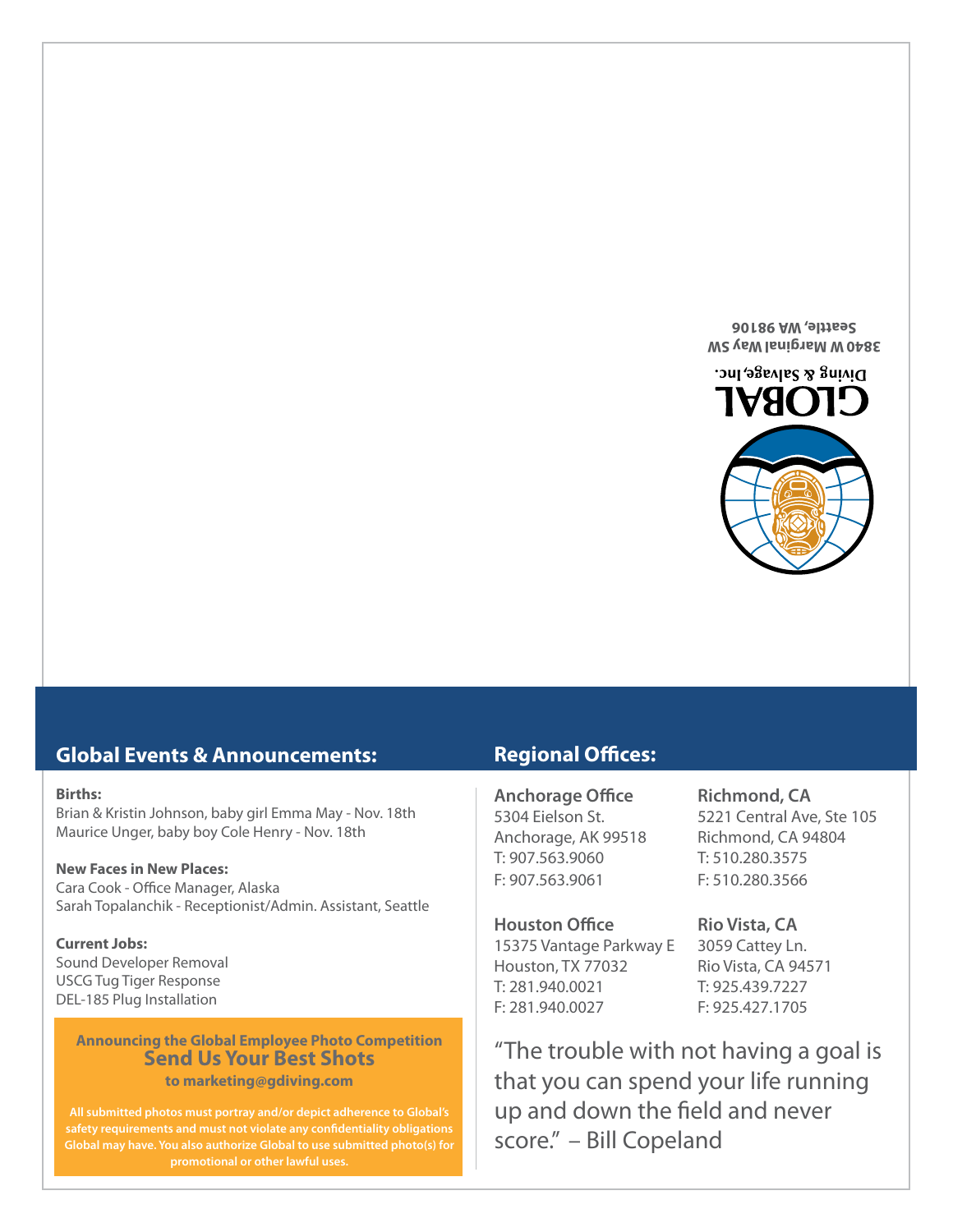GLOBAL

Diving & Salvage, Inc.

3840 W Marginal Way SW
Seattle, WA 98106

## Global Events & Announcements:

**Births:**
Brian & Kristin Johnson, baby girl Emma May - Nov. 18th
Maurice Unger, baby boy Cole Henry - Nov. 18th

**New Faces in New Places:**
Cara Cook - Office Manager, Alaska
Sarah Topalanchik - Receptionist/Admin. Assistant, Seattle

**Current Jobs:**
Sound Developer Removal
USCG Tug Tiger Response
DEL-185 Plug Installation

**Announcing the Global Employee Photo Competition**
**Send Us Your Best Shots**
**to marketing@gdiving.com**

All submitted photos must portray and/or depict adherence to Global's safety requirements and must not violate any confidentiality obligations Global may have. You also authorize Global to use submitted photo(s) for promotional or other lawful uses.

## Regional Offices:

**Anchorage Office**
5304 Eielson St.
Anchorage, AK 99518
T: 907.563.9060
F: 907.563.9061

**Houston Office**
15375 Vantage Parkway E
Houston, TX 77032
T: 281.940.0021
F: 281.940.0027

**Richmond, CA**
5221 Central Ave, Ste 105
Richmond, CA 94804
T: 510.280.3575
F: 510.280.3566

**Rio Vista, CA**
3059 Cattey Ln.
Rio Vista, CA 94571
T: 925.439.7227
F: 925.427.1705

"The trouble with not having a goal is that you can spend your life running up and down the field and never score." – Bill Copeland